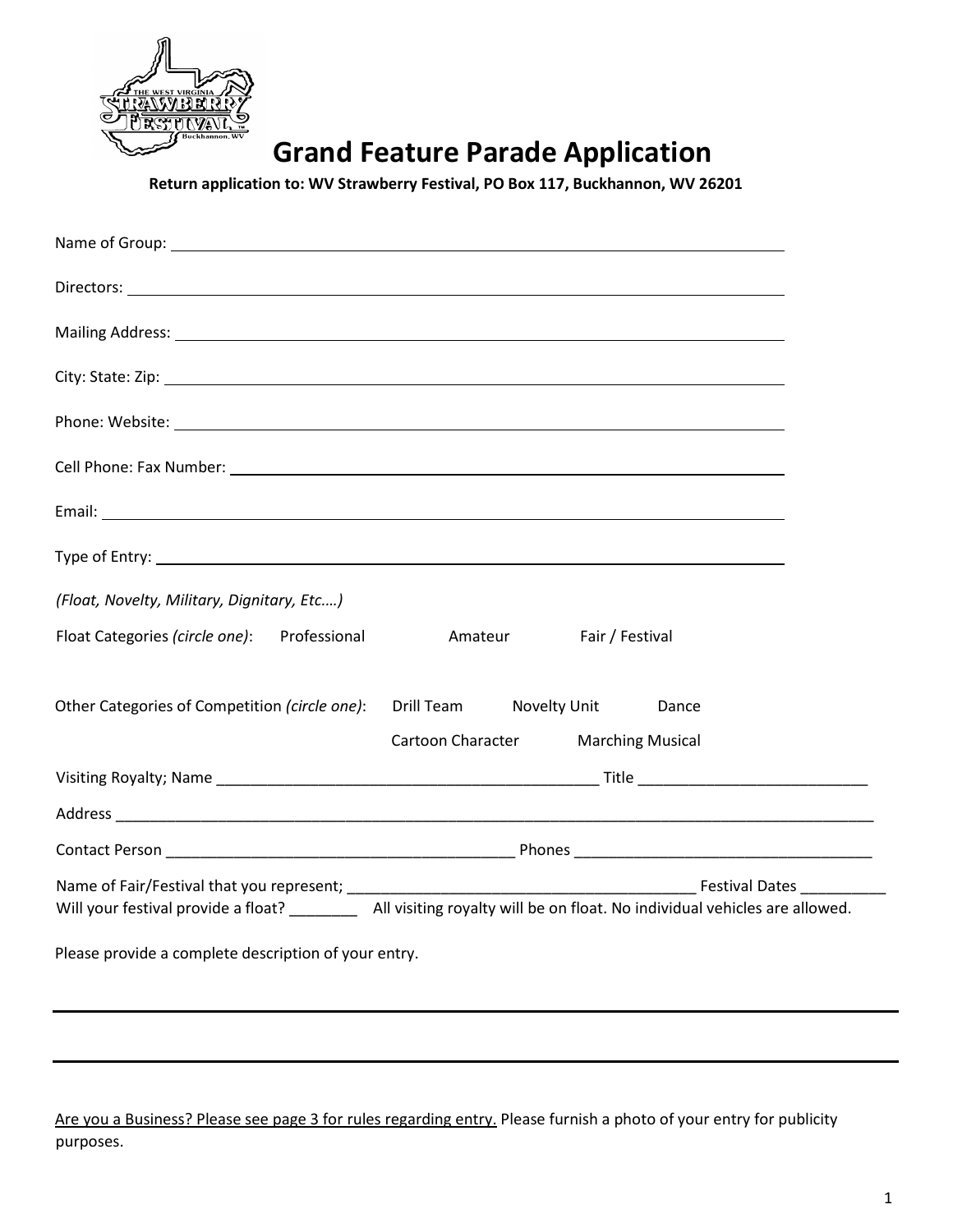# Grand Feature Parade Application

**Return application to: WV Strawberry Festival, PO Box 117, Buckhannon, WV 26201**

Name of Group: ______________________________

Directors: ______________________________

Mailing Address: ______________________________

City: State: Zip: ______________________________

Phone: Website: ______________________________

Cell Phone: Fax Number: ______________________________

Email: ______________________________

Type of Entry: ______________________________

*(Float, Novelty, Military, Dignitary, Etc.…)*

Float Categories *(circle one)*: Professional Amateur Fair / Festival

Other Categories of Competition *(circle one)*: Drill Team Novelty Unit Dance Cartoon Character Marching Musical

Visiting Royalty; Name ______________________________ Title ______________________________

Address ______________________________

Contact Person ______________________________ Phones ______________________________

Name of Fair/Festival that you represent; ______________________________ Festival Dates __________

Will your festival provide a float? ________ All visiting royalty will be on float. No individual vehicles are allowed.

Please provide a complete description of your entry.

______________________________

______________________________

Are you a Business? Please see page 3 for rules regarding entry. Please furnish a photo of your entry for publicity purposes.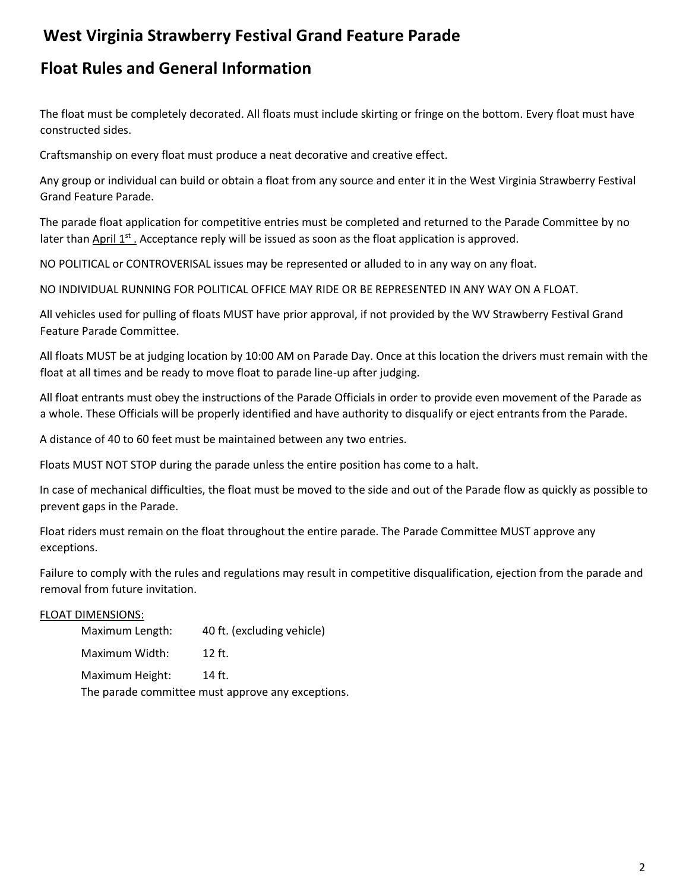# West Virginia Strawberry Festival Grand Feature Parade

## Float Rules and General Information

The float must be completely decorated. All floats must include skirting or fringe on the bottom. Every float must have constructed sides.

Craftsmanship on every float must produce a neat decorative and creative effect.

Any group or individual can build or obtain a float from any source and enter it in the West Virginia Strawberry Festival Grand Feature Parade.

The parade float application for competitive entries must be completed and returned to the Parade Committee by no later than April 1st. Acceptance reply will be issued as soon as the float application is approved.

NO POLITICAL or CONTROVERISAL issues may be represented or alluded to in any way on any float.

NO INDIVIDUAL RUNNING FOR POLITICAL OFFICE MAY RIDE OR BE REPRESENTED IN ANY WAY ON A FLOAT.

All vehicles used for pulling of floats MUST have prior approval, if not provided by the WV Strawberry Festival Grand Feature Parade Committee.

All floats MUST be at judging location by 10:00 AM on Parade Day. Once at this location the drivers must remain with the float at all times and be ready to move float to parade line-up after judging.

All float entrants must obey the instructions of the Parade Officials in order to provide even movement of the Parade as a whole. These Officials will be properly identified and have authority to disqualify or eject entrants from the Parade.

A distance of 40 to 60 feet must be maintained between any two entries.

Floats MUST NOT STOP during the parade unless the entire position has come to a halt.

In case of mechanical difficulties, the float must be moved to the side and out of the Parade flow as quickly as possible to prevent gaps in the Parade.

Float riders must remain on the float throughout the entire parade. The Parade Committee MUST approve any exceptions.

Failure to comply with the rules and regulations may result in competitive disqualification, ejection from the parade and removal from future invitation.

FLOAT DIMENSIONS:

Maximum Length: 40 ft. (excluding vehicle)

Maximum Width: 12 ft.

Maximum Height: 14 ft.

The parade committee must approve any exceptions.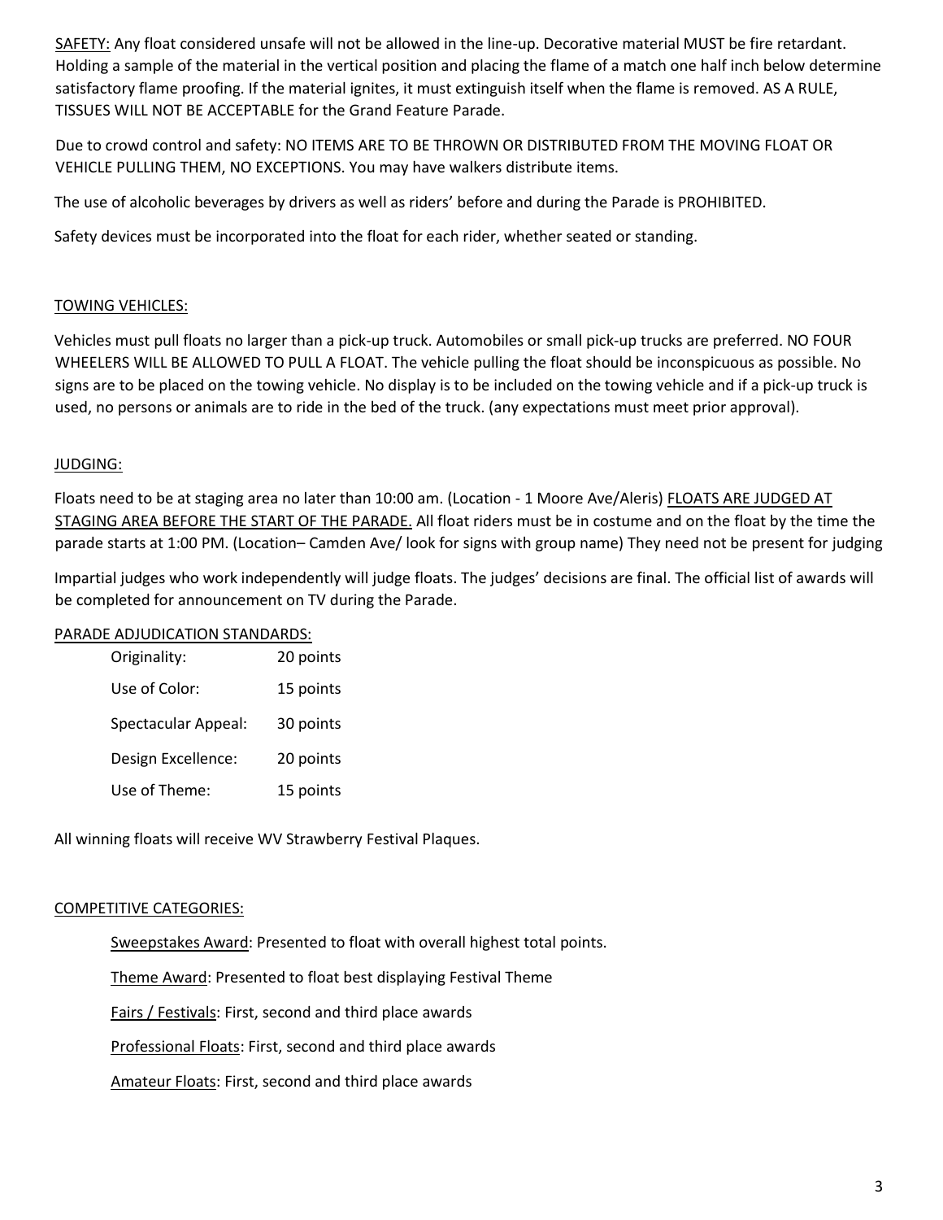SAFETY: Any float considered unsafe will not be allowed in the line-up. Decorative material MUST be fire retardant. Holding a sample of the material in the vertical position and placing the flame of a match one half inch below determine satisfactory flame proofing. If the material ignites, it must extinguish itself when the flame is removed. AS A RULE, TISSUES WILL NOT BE ACCEPTABLE for the Grand Feature Parade.

Due to crowd control and safety: NO ITEMS ARE TO BE THROWN OR DISTRIBUTED FROM THE MOVING FLOAT OR VEHICLE PULLING THEM, NO EXCEPTIONS. You may have walkers distribute items.

The use of alcoholic beverages by drivers as well as riders' before and during the Parade is PROHIBITED.

Safety devices must be incorporated into the float for each rider, whether seated or standing.

## TOWING VEHICLES:

Vehicles must pull floats no larger than a pick-up truck. Automobiles or small pick-up trucks are preferred. NO FOUR WHEELERS WILL BE ALLOWED TO PULL A FLOAT. The vehicle pulling the float should be inconspicuous as possible. No signs are to be placed on the towing vehicle. No display is to be included on the towing vehicle and if a pick-up truck is used, no persons or animals are to ride in the bed of the truck. (any expectations must meet prior approval).

## JUDGING:

Floats need to be at staging area no later than 10:00 am. (Location - 1 Moore Ave/Aleris) FLOATS ARE JUDGED AT STAGING AREA BEFORE THE START OF THE PARADE. All float riders must be in costume and on the float by the time the parade starts at 1:00 PM. (Location– Camden Ave/ look for signs with group name) They need not be present for judging

Impartial judges who work independently will judge floats. The judges' decisions are final. The official list of awards will be completed for announcement on TV during the Parade.

## PARADE ADJUDICATION STANDARDS:

| | |
|---|---|
| Originality: | 20 points |
| Use of Color: | 15 points |
| Spectacular Appeal: | 30 points |
| Design Excellence: | 20 points |
| Use of Theme: | 15 points |

All winning floats will receive WV Strawberry Festival Plaques.

## COMPETITIVE CATEGORIES:

Sweepstakes Award: Presented to float with overall highest total points.

Theme Award: Presented to float best displaying Festival Theme

Fairs / Festivals: First, second and third place awards

Professional Floats: First, second and third place awards

Amateur Floats: First, second and third place awards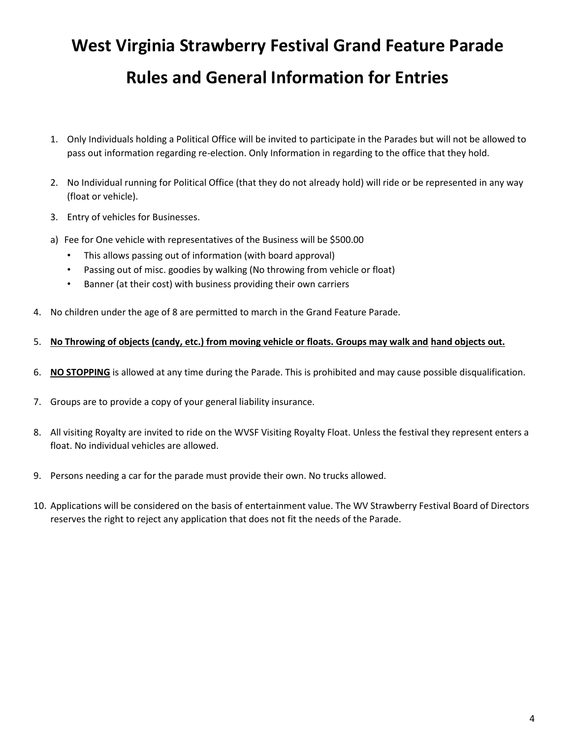# West Virginia Strawberry Festival Grand Feature Parade

# Rules and General Information for Entries

1. Only Individuals holding a Political Office will be invited to participate in the Parades but will not be allowed to pass out information regarding re-election. Only Information in regarding to the office that they hold.

2. No Individual running for Political Office (that they do not already hold) will ride or be represented in any way (float or vehicle).

3. Entry of vehicles for Businesses.

a) Fee for One vehicle with representatives of the Business will be $500.00
   - This allows passing out of information (with board approval)
   - Passing out of misc. goodies by walking (No throwing from vehicle or float)
   - Banner (at their cost) with business providing their own carriers

4. No children under the age of 8 are permitted to march in the Grand Feature Parade.

5. **No Throwing of objects (candy, etc.) from moving vehicle or floats. Groups may walk and hand objects out.**

6. **NO STOPPING** is allowed at any time during the Parade. This is prohibited and may cause possible disqualification.

7. Groups are to provide a copy of your general liability insurance.

8. All visiting Royalty are invited to ride on the WVSF Visiting Royalty Float. Unless the festival they represent enters a float. No individual vehicles are allowed.

9. Persons needing a car for the parade must provide their own. No trucks allowed.

10. Applications will be considered on the basis of entertainment value. The WV Strawberry Festival Board of Directors reserves the right to reject any application that does not fit the needs of the Parade.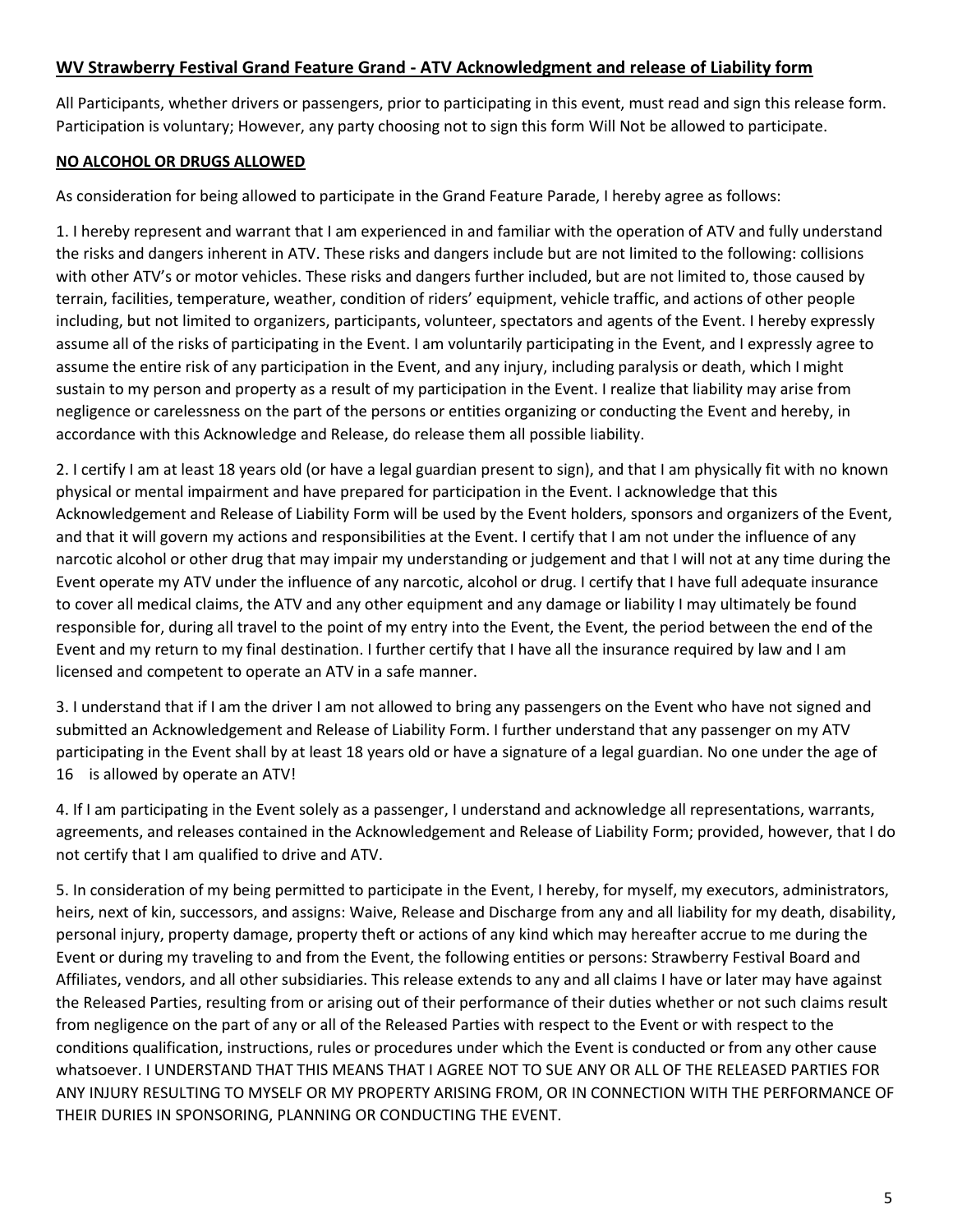## **WV Strawberry Festival Grand Feature Grand - ATV Acknowledgment and release of Liability form**

All Participants, whether drivers or passengers, prior to participating in this event, must read and sign this release form. Participation is voluntary; However, any party choosing not to sign this form Will Not be allowed to participate.

**NO ALCOHOL OR DRUGS ALLOWED**

As consideration for being allowed to participate in the Grand Feature Parade, I hereby agree as follows:

1. I hereby represent and warrant that I am experienced in and familiar with the operation of ATV and fully understand the risks and dangers inherent in ATV. These risks and dangers include but are not limited to the following: collisions with other ATV's or motor vehicles. These risks and dangers further included, but are not limited to, those caused by terrain, facilities, temperature, weather, condition of riders' equipment, vehicle traffic, and actions of other people including, but not limited to organizers, participants, volunteer, spectators and agents of the Event. I hereby expressly assume all of the risks of participating in the Event. I am voluntarily participating in the Event, and I expressly agree to assume the entire risk of any participation in the Event, and any injury, including paralysis or death, which I might sustain to my person and property as a result of my participation in the Event. I realize that liability may arise from negligence or carelessness on the part of the persons or entities organizing or conducting the Event and hereby, in accordance with this Acknowledge and Release, do release them all possible liability.

2. I certify I am at least 18 years old (or have a legal guardian present to sign), and that I am physically fit with no known physical or mental impairment and have prepared for participation in the Event. I acknowledge that this Acknowledgement and Release of Liability Form will be used by the Event holders, sponsors and organizers of the Event, and that it will govern my actions and responsibilities at the Event. I certify that I am not under the influence of any narcotic alcohol or other drug that may impair my understanding or judgement and that I will not at any time during the Event operate my ATV under the influence of any narcotic, alcohol or drug. I certify that I have full adequate insurance to cover all medical claims, the ATV and any other equipment and any damage or liability I may ultimately be found responsible for, during all travel to the point of my entry into the Event, the Event, the period between the end of the Event and my return to my final destination. I further certify that I have all the insurance required by law and I am licensed and competent to operate an ATV in a safe manner.

3. I understand that if I am the driver I am not allowed to bring any passengers on the Event who have not signed and submitted an Acknowledgement and Release of Liability Form. I further understand that any passenger on my ATV participating in the Event shall by at least 18 years old or have a signature of a legal guardian. No one under the age of 16 is allowed by operate an ATV!

4. If I am participating in the Event solely as a passenger, I understand and acknowledge all representations, warrants, agreements, and releases contained in the Acknowledgement and Release of Liability Form; provided, however, that I do not certify that I am qualified to drive and ATV.

5. In consideration of my being permitted to participate in the Event, I hereby, for myself, my executors, administrators, heirs, next of kin, successors, and assigns: Waive, Release and Discharge from any and all liability for my death, disability, personal injury, property damage, property theft or actions of any kind which may hereafter accrue to me during the Event or during my traveling to and from the Event, the following entities or persons: Strawberry Festival Board and Affiliates, vendors, and all other subsidiaries. This release extends to any and all claims I have or later may have against the Released Parties, resulting from or arising out of their performance of their duties whether or not such claims result from negligence on the part of any or all of the Released Parties with respect to the Event or with respect to the conditions qualification, instructions, rules or procedures under which the Event is conducted or from any other cause whatsoever. I UNDERSTAND THAT THIS MEANS THAT I AGREE NOT TO SUE ANY OR ALL OF THE RELEASED PARTIES FOR ANY INJURY RESULTING TO MYSELF OR MY PROPERTY ARISING FROM, OR IN CONNECTION WITH THE PERFORMANCE OF THEIR DURIES IN SPONSORING, PLANNING OR CONDUCTING THE EVENT.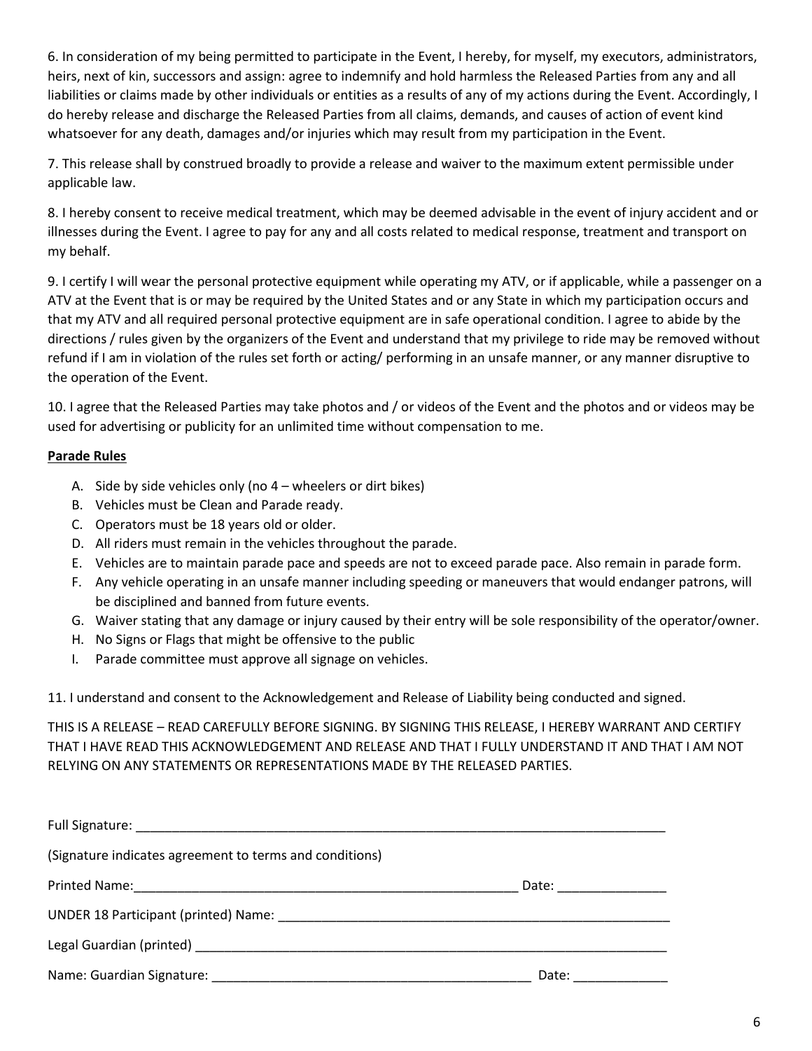6. In consideration of my being permitted to participate in the Event, I hereby, for myself, my executors, administrators, heirs, next of kin, successors and assign: agree to indemnify and hold harmless the Released Parties from any and all liabilities or claims made by other individuals or entities as a results of any of my actions during the Event. Accordingly, I do hereby release and discharge the Released Parties from all claims, demands, and causes of action of event kind whatsoever for any death, damages and/or injuries which may result from my participation in the Event.

7. This release shall by construed broadly to provide a release and waiver to the maximum extent permissible under applicable law.

8. I hereby consent to receive medical treatment, which may be deemed advisable in the event of injury accident and or illnesses during the Event. I agree to pay for any and all costs related to medical response, treatment and transport on my behalf.

9. I certify I will wear the personal protective equipment while operating my ATV, or if applicable, while a passenger on a ATV at the Event that is or may be required by the United States and or any State in which my participation occurs and that my ATV and all required personal protective equipment are in safe operational condition. I agree to abide by the directions / rules given by the organizers of the Event and understand that my privilege to ride may be removed without refund if I am in violation of the rules set forth or acting/ performing in an unsafe manner, or any manner disruptive to the operation of the Event.

10. I agree that the Released Parties may take photos and / or videos of the Event and the photos and or videos may be used for advertising or publicity for an unlimited time without compensation to me.

**Parade Rules**

A. Side by side vehicles only (no 4 – wheelers or dirt bikes)
B. Vehicles must be Clean and Parade ready.
C. Operators must be 18 years old or older.
D. All riders must remain in the vehicles throughout the parade.
E. Vehicles are to maintain parade pace and speeds are not to exceed parade pace. Also remain in parade form.
F. Any vehicle operating in an unsafe manner including speeding or maneuvers that would endanger patrons, will be disciplined and banned from future events.
G. Waiver stating that any damage or injury caused by their entry will be sole responsibility of the operator/owner.
H. No Signs or Flags that might be offensive to the public
I. Parade committee must approve all signage on vehicles.

11. I understand and consent to the Acknowledgement and Release of Liability being conducted and signed.

THIS IS A RELEASE – READ CAREFULLY BEFORE SIGNING. BY SIGNING THIS RELEASE, I HEREBY WARRANT AND CERTIFY THAT I HAVE READ THIS ACKNOWLEDGEMENT AND RELEASE AND THAT I FULLY UNDERSTAND IT AND THAT I AM NOT RELYING ON ANY STATEMENTS OR REPRESENTATIONS MADE BY THE RELEASED PARTIES.

Full Signature: ____________________________________________________________________________

(Signature indicates agreement to terms and conditions)

Printed Name:_______________________________________________________ Date: _______________

UNDER 18 Participant (printed) Name: _________________________________________________________

Legal Guardian (printed) ____________________________________________________________________

Name: Guardian Signature: _____________________________________________ Date: _____________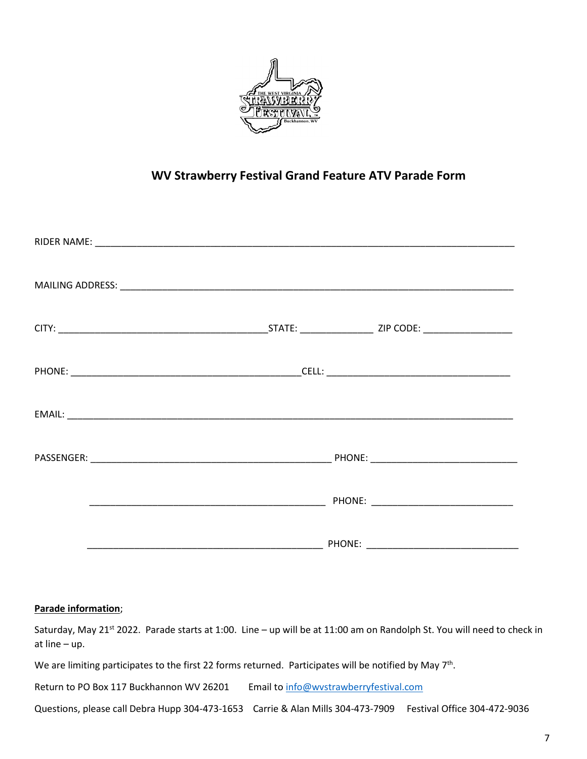## WV Strawberry Festival Grand Feature ATV Parade Form

RIDER NAME: ___________________________________________________________________________

MAILING ADDRESS: _______________________________________________________________________

CITY: ______________________________________STATE: _____________ ZIP CODE: ________________

PHONE: __________________________________________CELL: _________________________________

EMAIL: ______________________________________________________________________________

PASSENGER: ____________________________________________ PHONE: __________________________

____________________________________________ PHONE: __________________________

____________________________________________ PHONE: ____________________________

**Parade information**;

Saturday, May 21st 2022. Parade starts at 1:00. Line – up will be at 11:00 am on Randolph St. You will need to check in at line – up.

We are limiting participates to the first 22 forms returned. Participates will be notified by May 7th.

Return to PO Box 117 Buckhannon WV 26201 Email to info@wvstrawberryfestival.com

Questions, please call Debra Hupp 304-473-1653 Carrie & Alan Mills 304-473-7909 Festival Office 304-472-9036